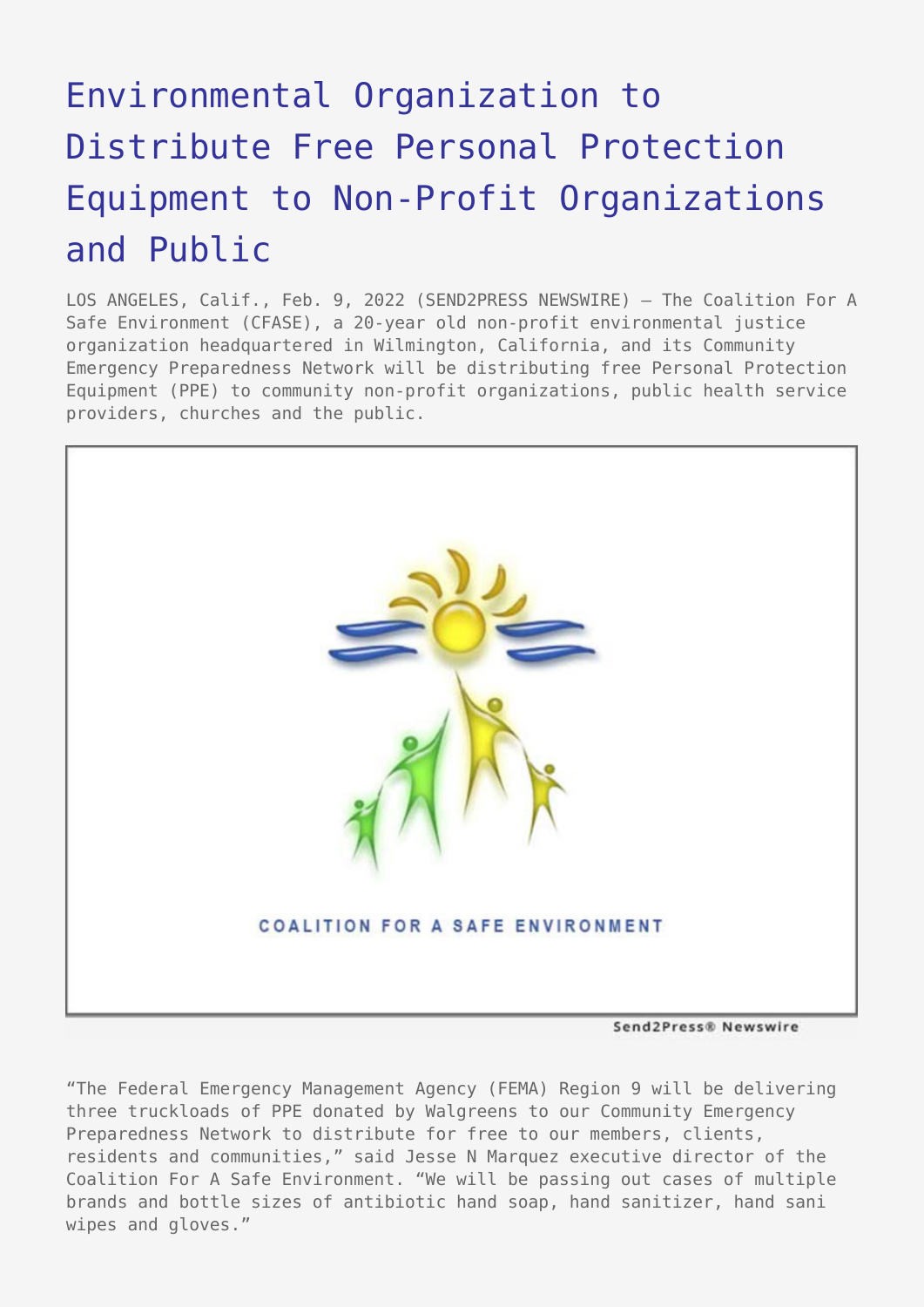# Environmental Organization to Distribute Free Personal Protection Equipment to Non-Profit Organizations and Public

LOS ANGELES, Calif., Feb. 9, 2022 (SEND2PRESS NEWSWIRE) — The Coalition For A Safe Environment (CFASE), a 20-year old non-profit environmental justice organization headquartered in Wilmington, California, and its Community Emergency Preparedness Network will be distributing free Personal Protection Equipment (PPE) to community non-profit organizations, public health service providers, churches and the public.

"The Federal Emergency Management Agency (FEMA) Region 9 will be delivering three truckloads of PPE donated by Walgreens to our Community Emergency Preparedness Network to distribute for free to our members, clients, residents and communities," said Jesse N Marquez executive director of the Coalition For A Safe Environment. "We will be passing out cases of multiple brands and bottle sizes of antibiotic hand soap, hand sanitizer, hand sani wipes and gloves."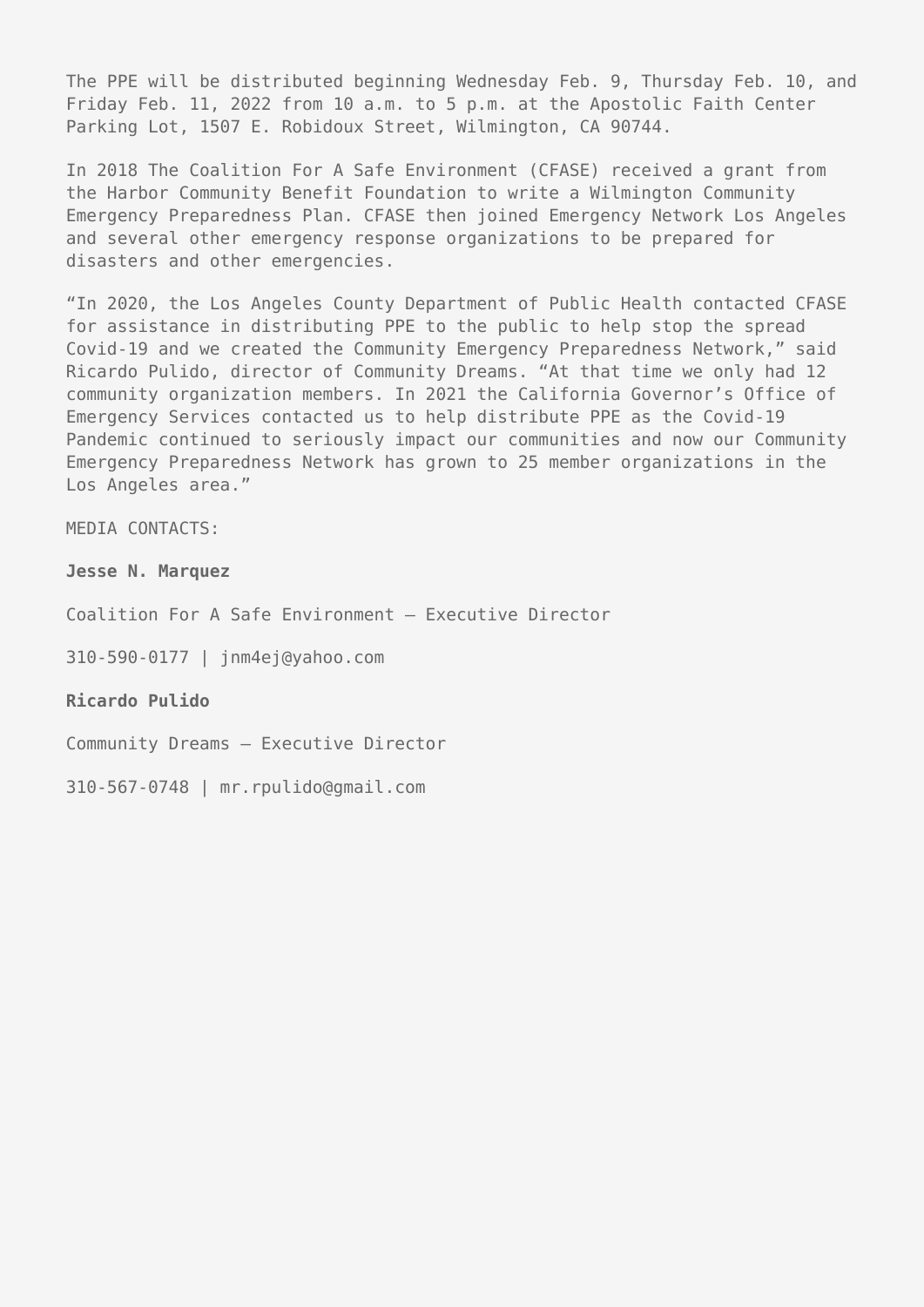The PPE will be distributed beginning Wednesday Feb. 9, Thursday Feb. 10, and Friday Feb. 11, 2022 from 10 a.m. to 5 p.m. at the Apostolic Faith Center Parking Lot, 1507 E. Robidoux Street, Wilmington, CA 90744.

In 2018 The Coalition For A Safe Environment (CFASE) received a grant from the Harbor Community Benefit Foundation to write a Wilmington Community Emergency Preparedness Plan. CFASE then joined Emergency Network Los Angeles and several other emergency response organizations to be prepared for disasters and other emergencies.

"In 2020, the Los Angeles County Department of Public Health contacted CFASE for assistance in distributing PPE to the public to help stop the spread Covid-19 and we created the Community Emergency Preparedness Network," said Ricardo Pulido, director of Community Dreams. "At that time we only had 12 community organization members. In 2021 the California Governor's Office of Emergency Services contacted us to help distribute PPE as the Covid-19 Pandemic continued to seriously impact our communities and now our Community Emergency Preparedness Network has grown to 25 member organizations in the Los Angeles area."

MEDIA CONTACTS:

**Jesse N. Marquez**

Coalition For A Safe Environment – Executive Director

310-590-0177 | jnm4ej@yahoo.com

**Ricardo Pulido**

Community Dreams – Executive Director

310-567-0748 | mr.rpulido@gmail.com